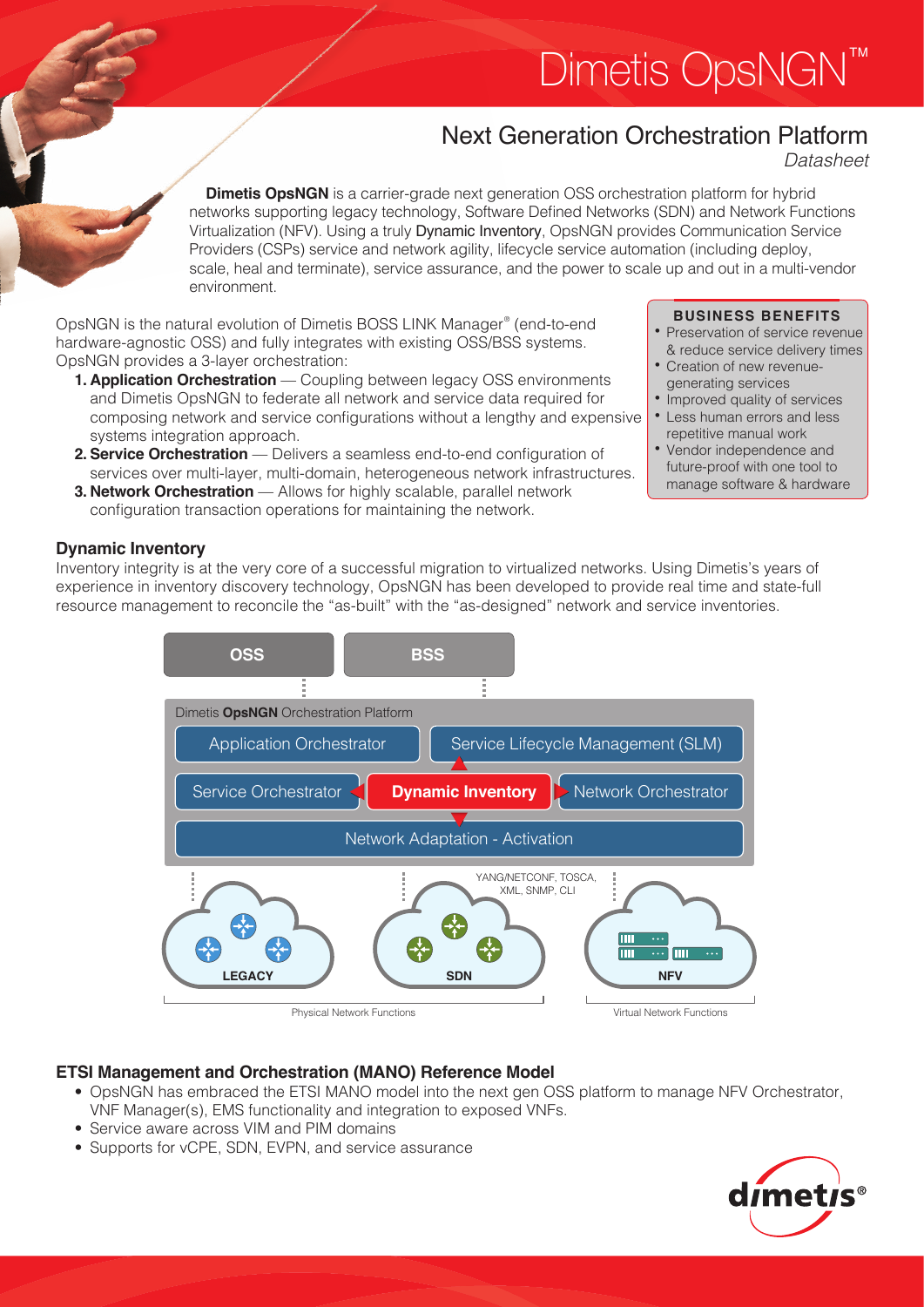# Dimetis OpsNGN™

## Next Generation Orchestration Platform

*Datasheet*

**Dimetis OpsNGN** is a carrier-grade next generation OSS orchestration platform for hybrid networks supporting legacy technology, Software Defined Networks (SDN) and Network Functions Virtualization (NFV). Using a truly Dynamic Inventory, OpsNGN provides Communication Service Providers (CSPs) service and network agility, lifecycle service automation (including deploy, scale, heal and terminate), service assurance, and the power to scale up and out in a multi-vendor environment.

OpsNGN is the natural evolution of Dimetis BOSS LINK Manager® (end-to-end hardware-agnostic OSS) and fully integrates with existing OSS/BSS systems. OpsNGN provides a 3-layer orchestration:

1. **Application Orchestration** — Coupling between legacy OSS environments and Dimetis OpsNGN to federate all network and service data required for composing network and service configurations without a lengthy and expensive systems integration approach.
2. **Service Orchestration** — Delivers a seamless end-to-end configuration of services over multi-layer, multi-domain, heterogeneous network infrastructures.
3. **Network Orchestration** — Allows for highly scalable, parallel network configuration transaction operations for maintaining the network.

**BUSINESS BENEFITS**

- Preservation of service revenue & reduce service delivery times
- Creation of new revenue-generating services
- Improved quality of services
- Less human errors and less repetitive manual work
- Vendor independence and future-proof with one tool to manage software & hardware

### Dynamic Inventory

Inventory integrity is at the very core of a successful migration to virtualized networks. Using Dimetis's years of experience in inventory discovery technology, OpsNGN has been developed to provide real time and state-full resource management to reconcile the "as-built" with the "as-designed" network and service inventories.

OSS | BSS

Dimetis **OpsNGN** Orchestration Platform

- Application Orchestrator
- Service Lifecycle Management (SLM)
- Service Orchestrator
- **Dynamic Inventory**
- Network Orchestrator
- Network Adaptation - Activation

YANG/NETCONF, TOSCA, XML, SNMP, CLI

LEGACY | SDN | NFV

Physical Network Functions | Virtual Network Functions

### ETSI Management and Orchestration (MANO) Reference Model

- OpsNGN has embraced the ETSI MANO model into the next gen OSS platform to manage NFV Orchestrator, VNF Manager(s), EMS functionality and integration to exposed VNFs.
- Service aware across VIM and PIM domains
- Supports for vCPE, SDN, EVPN, and service assurance

dimetis®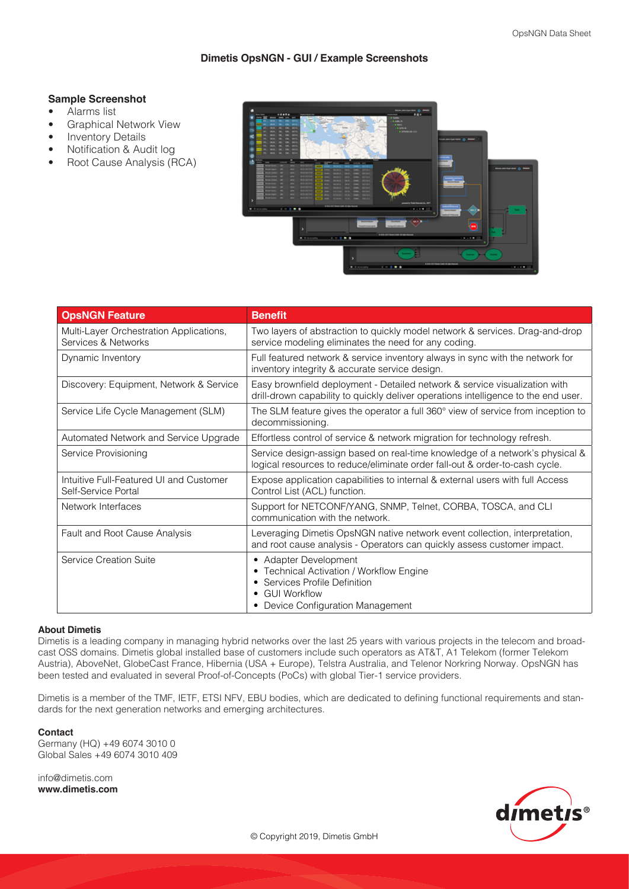## Dimetis OpsNGN - GUI / Example Screenshots

### Sample Screenshot

- Alarms list
- Graphical Network View
- Inventory Details
- Notification & Audit log
- Root Cause Analysis (RCA)

| OpsNGN Feature | Benefit |
|---|---|
| Multi-Layer Orchestration Applications, Services & Networks | Two layers of abstraction to quickly model network & services. Drag-and-drop service modeling eliminates the need for any coding. |
| Dynamic Inventory | Full featured network & service inventory always in sync with the network for inventory integrity & accurate service design. |
| Discovery: Equipment, Network & Service | Easy brownfield deployment - Detailed network & service visualization with drill-drown capability to quickly deliver operations intelligence to the end user. |
| Service Life Cycle Management (SLM) | The SLM feature gives the operator a full 360° view of service from inception to decommissioning. |
| Automated Network and Service Upgrade | Effortless control of service & network migration for technology refresh. |
| Service Provisioning | Service design-assign based on real-time knowledge of a network's physical & logical resources to reduce/eliminate order fall-out & order-to-cash cycle. |
| Intuitive Full-Featured UI and Customer Self-Service Portal | Expose application capabilities to internal & external users with full Access Control List (ACL) function. |
| Network Interfaces | Support for NETCONF/YANG, SNMP, Telnet, CORBA, TOSCA, and CLI communication with the network. |
| Fault and Root Cause Analysis | Leveraging Dimetis OpsNGN native network event collection, interpretation, and root cause analysis - Operators can quickly assess customer impact. |
| Service Creation Suite | • Adapter Development<br>• Technical Activation / Workflow Engine<br>• Services Profile Definition<br>• GUI Workflow<br>• Device Configuration Management |

### About Dimetis

Dimetis is a leading company in managing hybrid networks over the last 25 years with various projects in the telecom and broadcast OSS domains. Dimetis global installed base of customers include such operators as AT&T, A1 Telekom (former Telekom Austria), AboveNet, GlobeCast France, Hibernia (USA + Europe), Telstra Australia, and Telenor Norkring Norway. OpsNGN has been tested and evaluated in several Proof-of-Concepts (PoCs) with global Tier-1 service providers.

Dimetis is a member of the TMF, IETF, ETSI NFV, EBU bodies, which are dedicated to defining functional requirements and standards for the next generation networks and emerging architectures.

### Contact

Germany (HQ) +49 6074 3010 0
Global Sales +49 6074 3010 409

info@dimetis.com
**www.dimetis.com**

© Copyright 2019, Dimetis GmbH